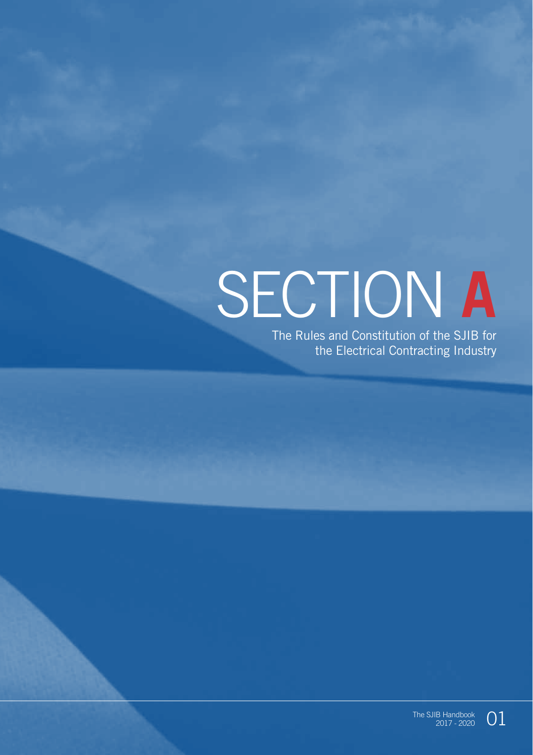# SECTION A

The Rules and Constitution of the SJIB for the Electrical Contracting Industry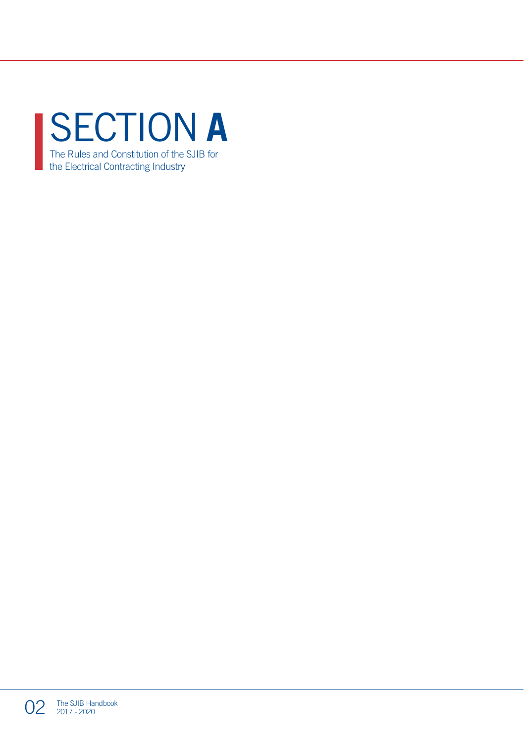# SECTION A

The Rules and Constitution of the SJIB for the Electrical Contracting Industry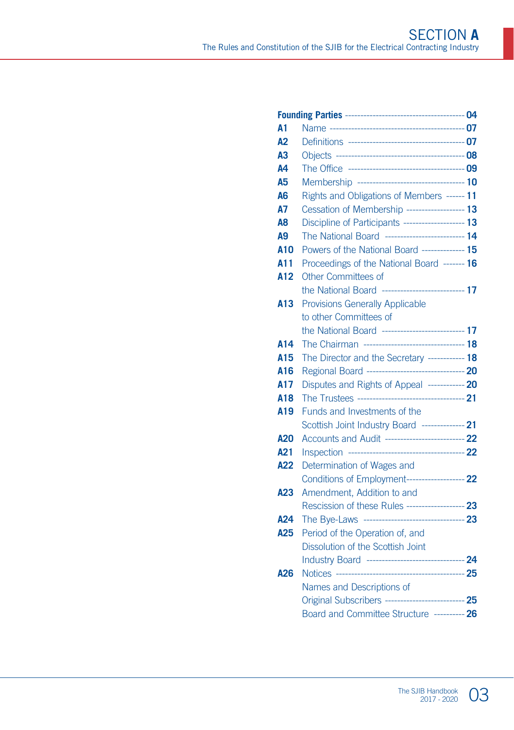# SECTION A

## The Rules and Constitution of the SJIB for the Electrical Contracting Industry

| | | |
|---|---|---|
| **Founding Parties** | | **04** |
| **A1** | Name | **07** |
| **A2** | Definitions | **07** |
| **A3** | Objects | **08** |
| **A4** | The Office | **09** |
| **A5** | Membership | **10** |
| **A6** | Rights and Obligations of Members | **11** |
| **A7** | Cessation of Membership | **13** |
| **A8** | Discipline of Participants | **13** |
| **A9** | The National Board | **14** |
| **A10** | Powers of the National Board | **15** |
| **A11** | Proceedings of the National Board | **16** |
| **A12** | Other Committees of the National Board | **17** |
| **A13** | Provisions Generally Applicable to other Committees of the National Board | **17** |
| **A14** | The Chairman | **18** |
| **A15** | The Director and the Secretary | **18** |
| **A16** | Regional Board | **20** |
| **A17** | Disputes and Rights of Appeal | **20** |
| **A18** | The Trustees | **21** |
| **A19** | Funds and Investments of the Scottish Joint Industry Board | **21** |
| **A20** | Accounts and Audit | **22** |
| **A21** | Inspection | **22** |
| **A22** | Determination of Wages and Conditions of Employment | **22** |
| **A23** | Amendment, Addition to and Rescission of these Rules | **23** |
| **A24** | The Bye-Laws | **23** |
| **A25** | Period of the Operation of, and Dissolution of the Scottish Joint Industry Board | **24** |
| **A26** | Notices | **25** |
| | Names and Descriptions of Original Subscribers | **25** |
| | Board and Committee Structure | **26** |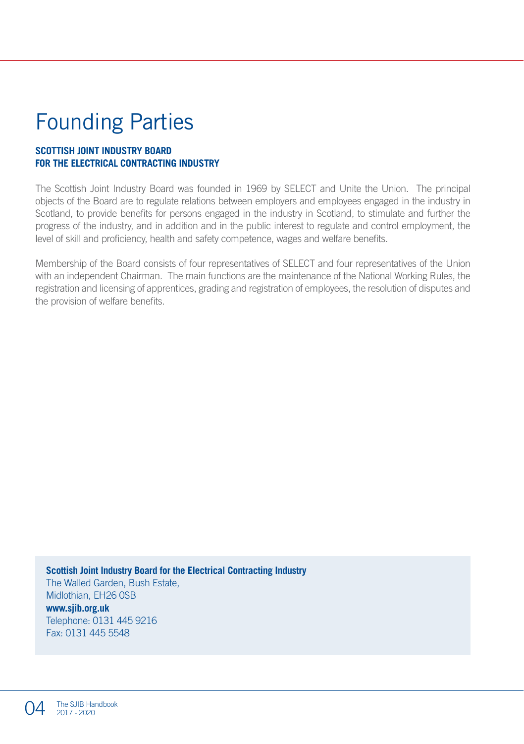# Founding Parties

**SCOTTISH JOINT INDUSTRY BOARD**
**FOR THE ELECTRICAL CONTRACTING INDUSTRY**

The Scottish Joint Industry Board was founded in 1969 by SELECT and Unite the Union. The principal objects of the Board are to regulate relations between employers and employees engaged in the industry in Scotland, to provide benefits for persons engaged in the industry in Scotland, to stimulate and further the progress of the industry, and in addition and in the public interest to regulate and control employment, the level of skill and proficiency, health and safety competence, wages and welfare benefits.

Membership of the Board consists of four representatives of SELECT and four representatives of the Union with an independent Chairman. The main functions are the maintenance of the National Working Rules, the registration and licensing of apprentices, grading and registration of employees, the resolution of disputes and the provision of welfare benefits.

**Scottish Joint Industry Board for the Electrical Contracting Industry**
The Walled Garden, Bush Estate,
Midlothian, EH26 0SB
**www.sjib.org.uk**
Telephone: 0131 445 9216
Fax: 0131 445 5548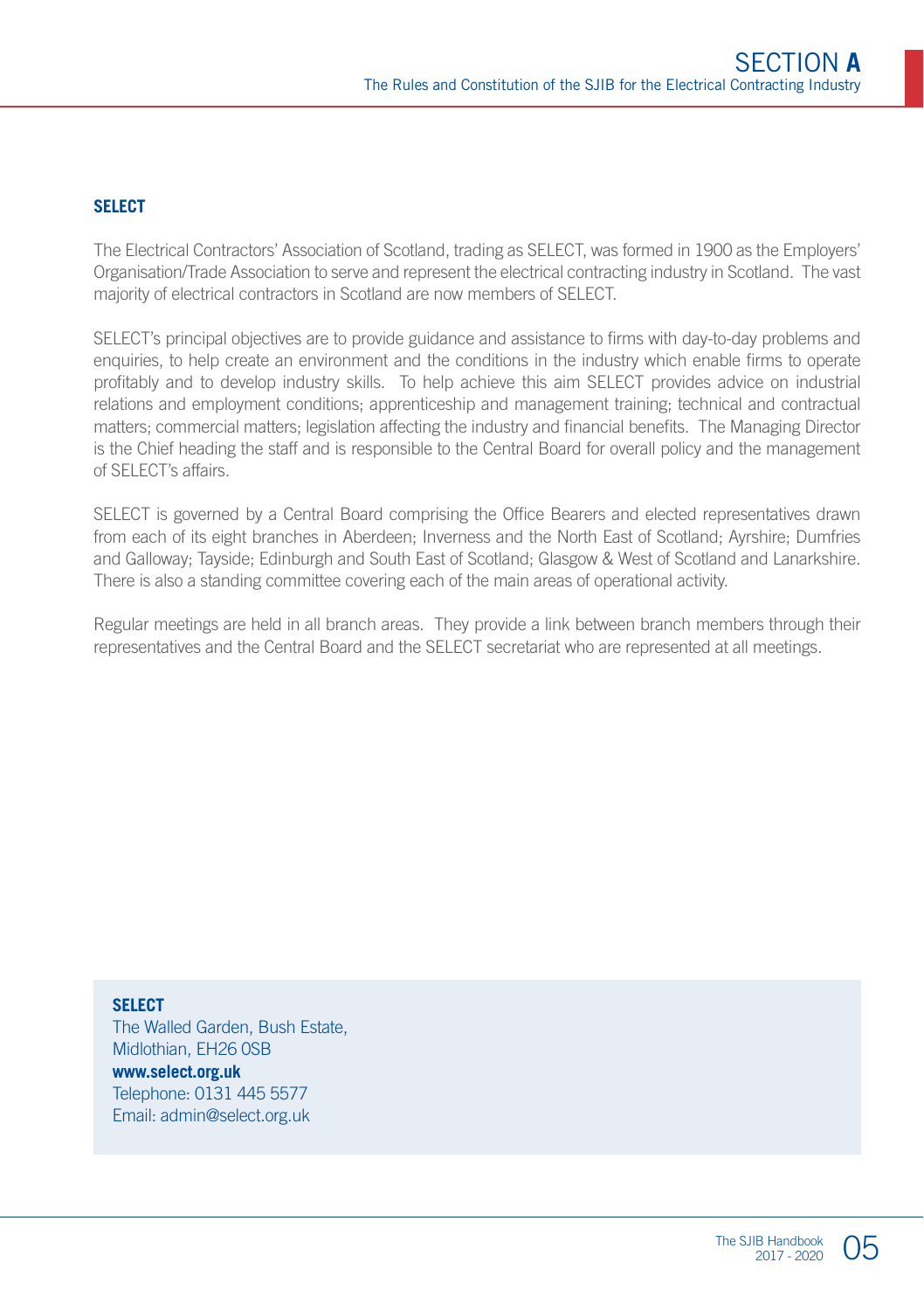## SELECT

The Electrical Contractors' Association of Scotland, trading as SELECT, was formed in 1900 as the Employers' Organisation/Trade Association to serve and represent the electrical contracting industry in Scotland. The vast majority of electrical contractors in Scotland are now members of SELECT.

SELECT's principal objectives are to provide guidance and assistance to firms with day-to-day problems and enquiries, to help create an environment and the conditions in the industry which enable firms to operate profitably and to develop industry skills. To help achieve this aim SELECT provides advice on industrial relations and employment conditions; apprenticeship and management training; technical and contractual matters; commercial matters; legislation affecting the industry and financial benefits. The Managing Director is the Chief heading the staff and is responsible to the Central Board for overall policy and the management of SELECT's affairs.

SELECT is governed by a Central Board comprising the Office Bearers and elected representatives drawn from each of its eight branches in Aberdeen; Inverness and the North East of Scotland; Ayrshire; Dumfries and Galloway; Tayside; Edinburgh and South East of Scotland; Glasgow & West of Scotland and Lanarkshire. There is also a standing committee covering each of the main areas of operational activity.

Regular meetings are held in all branch areas. They provide a link between branch members through their representatives and the Central Board and the SELECT secretariat who are represented at all meetings.

**SELECT**
The Walled Garden, Bush Estate,
Midlothian, EH26 0SB
**www.select.org.uk**
Telephone: 0131 445 5577
Email: admin@select.org.uk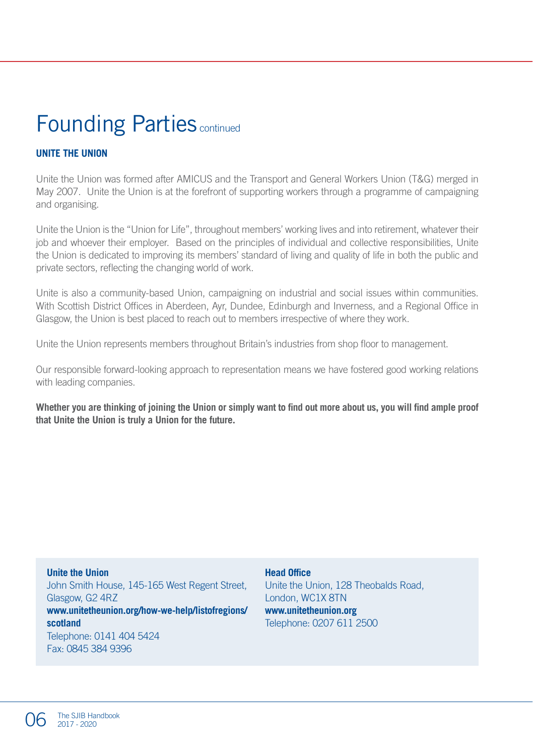# Founding Parties continued

## UNITE THE UNION

Unite the Union was formed after AMICUS and the Transport and General Workers Union (T&G) merged in May 2007. Unite the Union is at the forefront of supporting workers through a programme of campaigning and organising.

Unite the Union is the "Union for Life", throughout members' working lives and into retirement, whatever their job and whoever their employer. Based on the principles of individual and collective responsibilities, Unite the Union is dedicated to improving its members' standard of living and quality of life in both the public and private sectors, reflecting the changing world of work.

Unite is also a community-based Union, campaigning on industrial and social issues within communities. With Scottish District Offices in Aberdeen, Ayr, Dundee, Edinburgh and Inverness, and a Regional Office in Glasgow, the Union is best placed to reach out to members irrespective of where they work.

Unite the Union represents members throughout Britain's industries from shop floor to management.

Our responsible forward-looking approach to representation means we have fostered good working relations with leading companies.

**Whether you are thinking of joining the Union or simply want to find out more about us, you will find ample proof that Unite the Union is truly a Union for the future.**

**Unite the Union**
John Smith House, 145-165 West Regent Street,
Glasgow, G2 4RZ
**www.unitetheunion.org/how-we-help/listofregions/scotland**
Telephone: 0141 404 5424
Fax: 0845 384 9396

**Head Office**
Unite the Union, 128 Theobalds Road,
London, WC1X 8TN
**www.unitetheunion.org**
Telephone: 0207 611 2500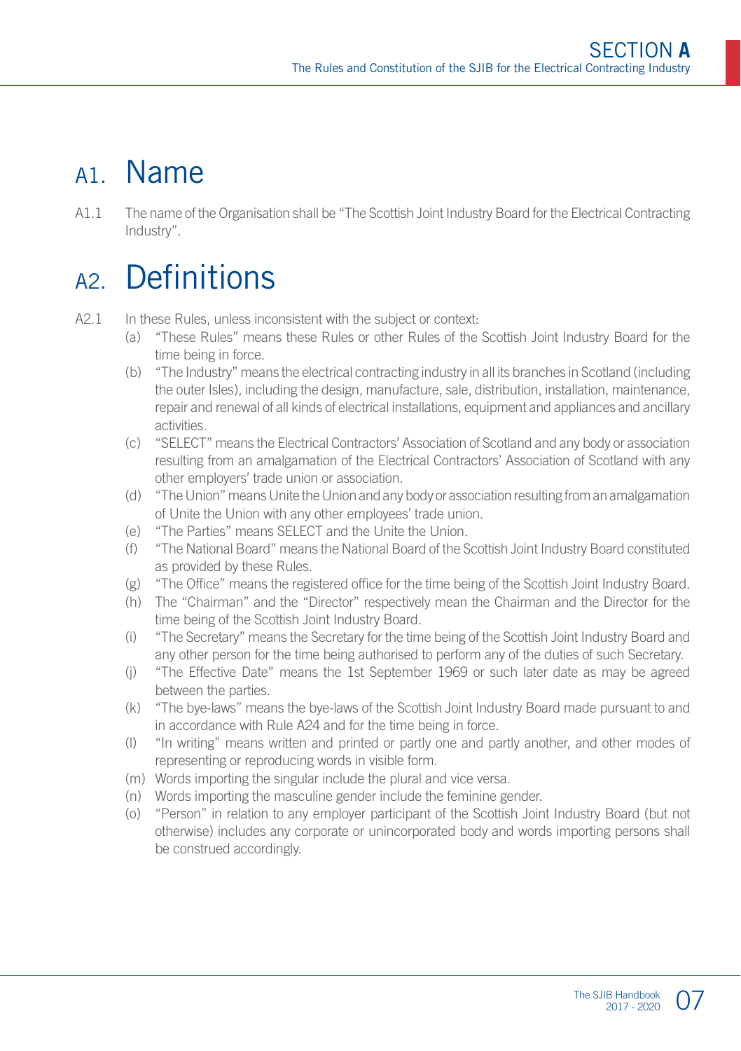# A1. Name

A1.1 The name of the Organisation shall be "The Scottish Joint Industry Board for the Electrical Contracting Industry".

# A2. Definitions

A2.1 In these Rules, unless inconsistent with the subject or context:

(a) "These Rules" means these Rules or other Rules of the Scottish Joint Industry Board for the time being in force.

(b) "The Industry" means the electrical contracting industry in all its branches in Scotland (including the outer Isles), including the design, manufacture, sale, distribution, installation, maintenance, repair and renewal of all kinds of electrical installations, equipment and appliances and ancillary activities.

(c) "SELECT" means the Electrical Contractors' Association of Scotland and any body or association resulting from an amalgamation of the Electrical Contractors' Association of Scotland with any other employers' trade union or association.

(d) "The Union" means Unite the Union and any body or association resulting from an amalgamation of Unite the Union with any other employees' trade union.

(e) "The Parties" means SELECT and the Unite the Union.

(f) "The National Board" means the National Board of the Scottish Joint Industry Board constituted as provided by these Rules.

(g) "The Office" means the registered office for the time being of the Scottish Joint Industry Board.

(h) The "Chairman" and the "Director" respectively mean the Chairman and the Director for the time being of the Scottish Joint Industry Board.

(i) "The Secretary" means the Secretary for the time being of the Scottish Joint Industry Board and any other person for the time being authorised to perform any of the duties of such Secretary.

(j) "The Effective Date" means the 1st September 1969 or such later date as may be agreed between the parties.

(k) "The bye-laws" means the bye-laws of the Scottish Joint Industry Board made pursuant to and in accordance with Rule A24 and for the time being in force.

(l) "In writing" means written and printed or partly one and partly another, and other modes of representing or reproducing words in visible form.

(m) Words importing the singular include the plural and vice versa.

(n) Words importing the masculine gender include the feminine gender.

(o) "Person" in relation to any employer participant of the Scottish Joint Industry Board (but not otherwise) includes any corporate or unincorporated body and words importing persons shall be construed accordingly.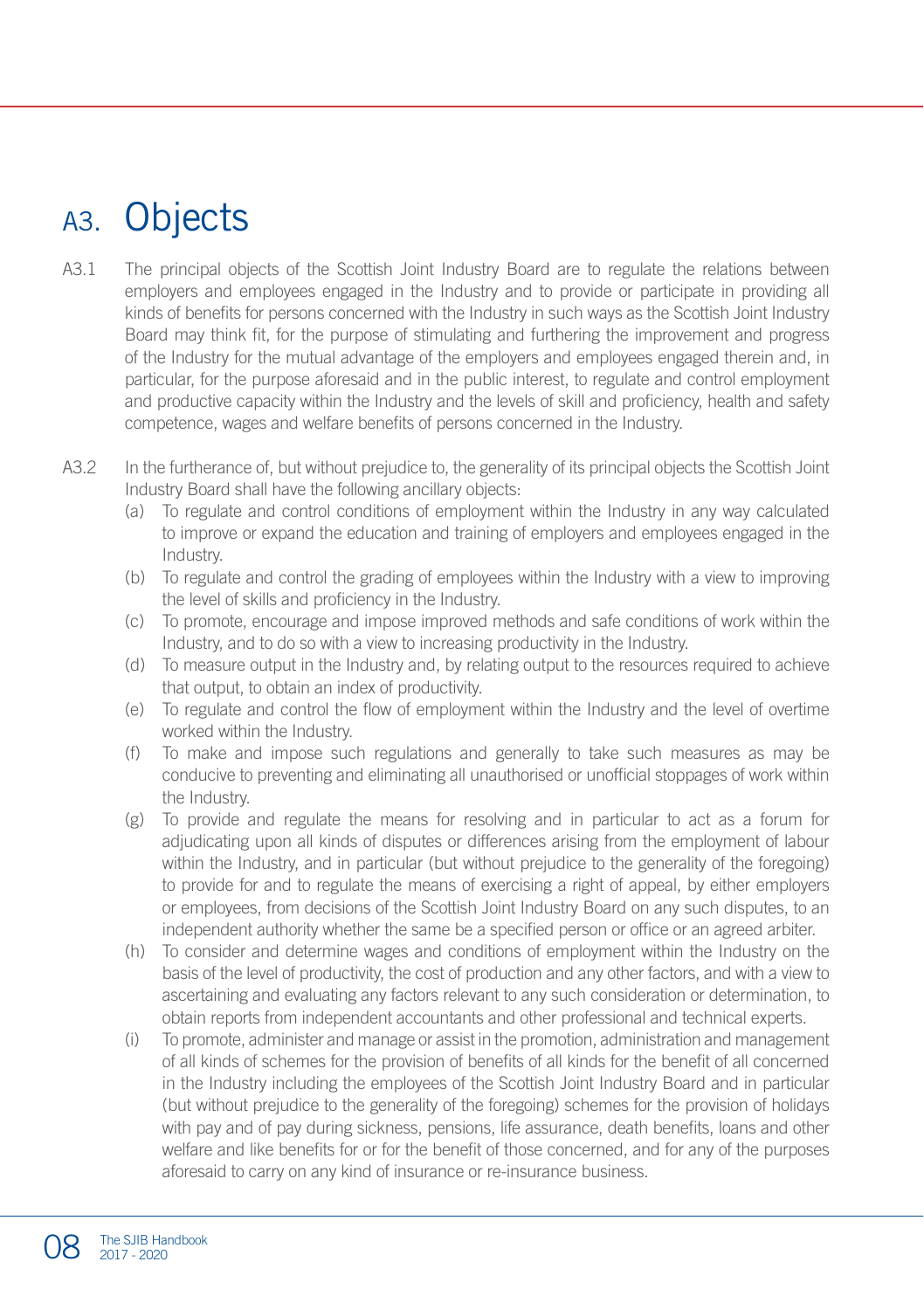# A3. Objects

A3.1 The principal objects of the Scottish Joint Industry Board are to regulate the relations between employers and employees engaged in the Industry and to provide or participate in providing all kinds of benefits for persons concerned with the Industry in such ways as the Scottish Joint Industry Board may think fit, for the purpose of stimulating and furthering the improvement and progress of the Industry for the mutual advantage of the employers and employees engaged therein and, in particular, for the purpose aforesaid and in the public interest, to regulate and control employment and productive capacity within the Industry and the levels of skill and proficiency, health and safety competence, wages and welfare benefits of persons concerned in the Industry.

A3.2 In the furtherance of, but without prejudice to, the generality of its principal objects the Scottish Joint Industry Board shall have the following ancillary objects:

- (a) To regulate and control conditions of employment within the Industry in any way calculated to improve or expand the education and training of employers and employees engaged in the Industry.
- (b) To regulate and control the grading of employees within the Industry with a view to improving the level of skills and proficiency in the Industry.
- (c) To promote, encourage and impose improved methods and safe conditions of work within the Industry, and to do so with a view to increasing productivity in the Industry.
- (d) To measure output in the Industry and, by relating output to the resources required to achieve that output, to obtain an index of productivity.
- (e) To regulate and control the flow of employment within the Industry and the level of overtime worked within the Industry.
- (f) To make and impose such regulations and generally to take such measures as may be conducive to preventing and eliminating all unauthorised or unofficial stoppages of work within the Industry.
- (g) To provide and regulate the means for resolving and in particular to act as a forum for adjudicating upon all kinds of disputes or differences arising from the employment of labour within the Industry, and in particular (but without prejudice to the generality of the foregoing) to provide for and to regulate the means of exercising a right of appeal, by either employers or employees, from decisions of the Scottish Joint Industry Board on any such disputes, to an independent authority whether the same be a specified person or office or an agreed arbiter.
- (h) To consider and determine wages and conditions of employment within the Industry on the basis of the level of productivity, the cost of production and any other factors, and with a view to ascertaining and evaluating any factors relevant to any such consideration or determination, to obtain reports from independent accountants and other professional and technical experts.
- (i) To promote, administer and manage or assist in the promotion, administration and management of all kinds of schemes for the provision of benefits of all kinds for the benefit of all concerned in the Industry including the employees of the Scottish Joint Industry Board and in particular (but without prejudice to the generality of the foregoing) schemes for the provision of holidays with pay and of pay during sickness, pensions, life assurance, death benefits, loans and other welfare and like benefits for or for the benefit of those concerned, and for any of the purposes aforesaid to carry on any kind of insurance or re-insurance business.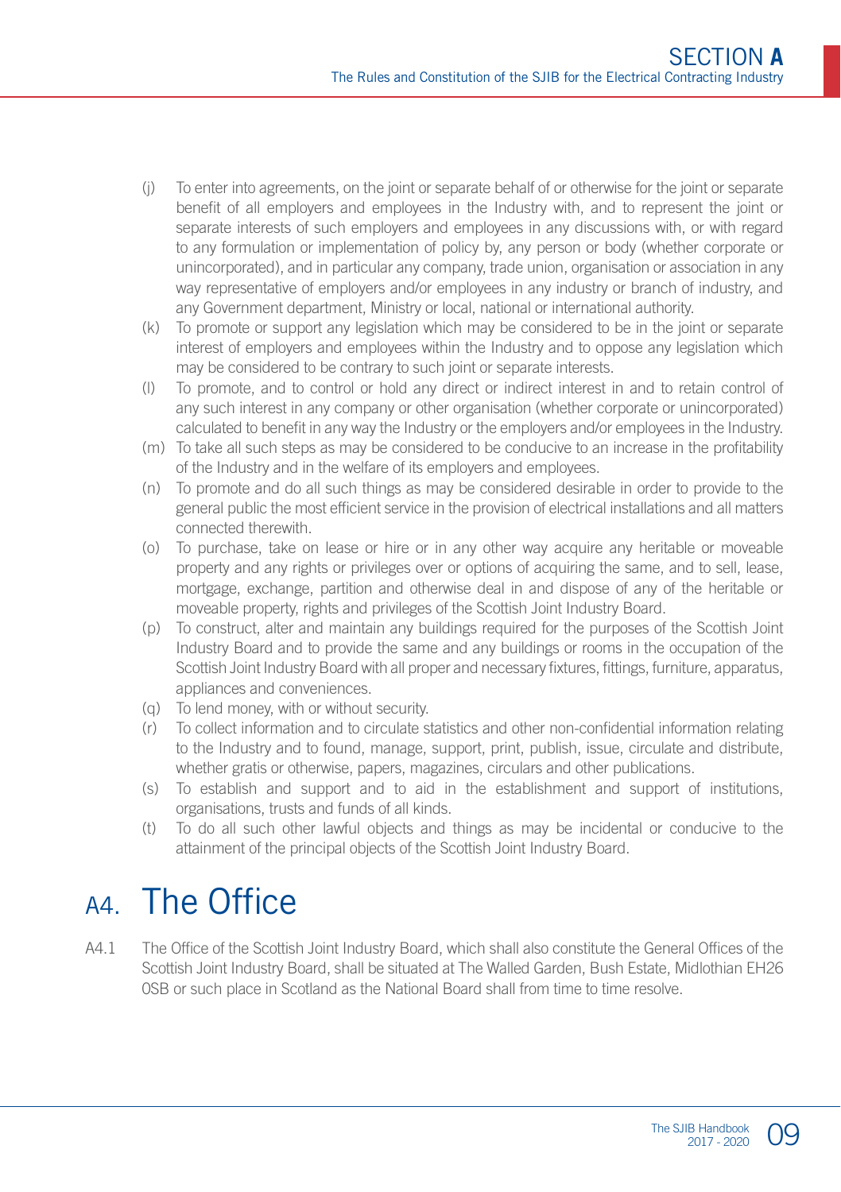(j) To enter into agreements, on the joint or separate behalf of or otherwise for the joint or separate benefit of all employers and employees in the Industry with, and to represent the joint or separate interests of such employers and employees in any discussions with, or with regard to any formulation or implementation of policy by, any person or body (whether corporate or unincorporated), and in particular any company, trade union, organisation or association in any way representative of employers and/or employees in any industry or branch of industry, and any Government department, Ministry or local, national or international authority.

(k) To promote or support any legislation which may be considered to be in the joint or separate interest of employers and employees within the Industry and to oppose any legislation which may be considered to be contrary to such joint or separate interests.

(l) To promote, and to control or hold any direct or indirect interest in and to retain control of any such interest in any company or other organisation (whether corporate or unincorporated) calculated to benefit in any way the Industry or the employers and/or employees in the Industry.

(m) To take all such steps as may be considered to be conducive to an increase in the profitability of the Industry and in the welfare of its employers and employees.

(n) To promote and do all such things as may be considered desirable in order to provide to the general public the most efficient service in the provision of electrical installations and all matters connected therewith.

(o) To purchase, take on lease or hire or in any other way acquire any heritable or moveable property and any rights or privileges over or options of acquiring the same, and to sell, lease, mortgage, exchange, partition and otherwise deal in and dispose of any of the heritable or moveable property, rights and privileges of the Scottish Joint Industry Board.

(p) To construct, alter and maintain any buildings required for the purposes of the Scottish Joint Industry Board and to provide the same and any buildings or rooms in the occupation of the Scottish Joint Industry Board with all proper and necessary fixtures, fittings, furniture, apparatus, appliances and conveniences.

(q) To lend money, with or without security.

(r) To collect information and to circulate statistics and other non-confidential information relating to the Industry and to found, manage, support, print, publish, issue, circulate and distribute, whether gratis or otherwise, papers, magazines, circulars and other publications.

(s) To establish and support and to aid in the establishment and support of institutions, organisations, trusts and funds of all kinds.

(t) To do all such other lawful objects and things as may be incidental or conducive to the attainment of the principal objects of the Scottish Joint Industry Board.

# A4. The Office

A4.1 The Office of the Scottish Joint Industry Board, which shall also constitute the General Offices of the Scottish Joint Industry Board, shall be situated at The Walled Garden, Bush Estate, Midlothian EH26 0SB or such place in Scotland as the National Board shall from time to time resolve.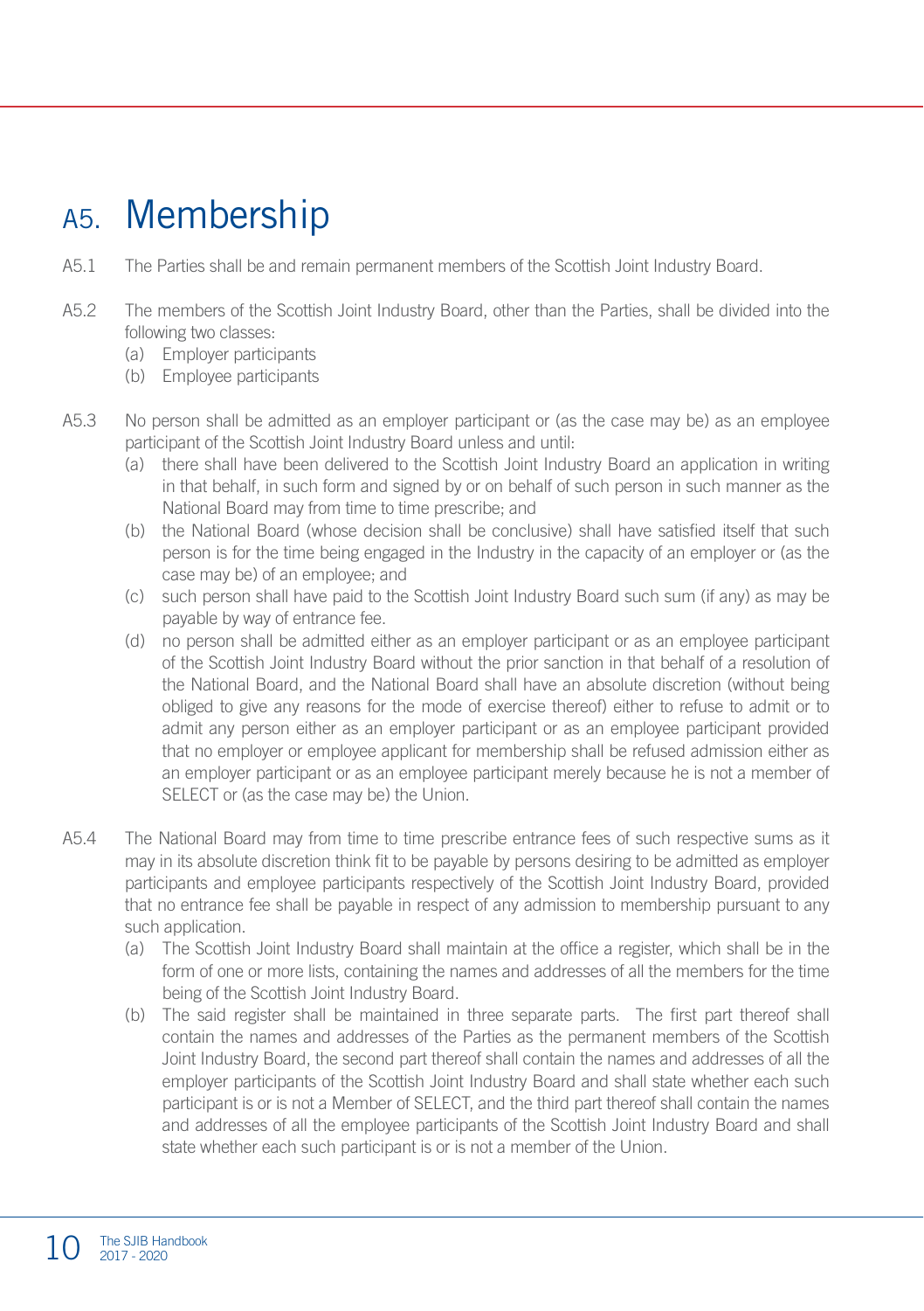# A5. Membership

A5.1 The Parties shall be and remain permanent members of the Scottish Joint Industry Board.

A5.2 The members of the Scottish Joint Industry Board, other than the Parties, shall be divided into the following two classes:

(a) Employer participants
(b) Employee participants

A5.3 No person shall be admitted as an employer participant or (as the case may be) as an employee participant of the Scottish Joint Industry Board unless and until:

(a) there shall have been delivered to the Scottish Joint Industry Board an application in writing in that behalf, in such form and signed by or on behalf of such person in such manner as the National Board may from time to time prescribe; and
(b) the National Board (whose decision shall be conclusive) shall have satisfied itself that such person is for the time being engaged in the Industry in the capacity of an employer or (as the case may be) of an employee; and
(c) such person shall have paid to the Scottish Joint Industry Board such sum (if any) as may be payable by way of entrance fee.
(d) no person shall be admitted either as an employer participant or as an employee participant of the Scottish Joint Industry Board without the prior sanction in that behalf of a resolution of the National Board, and the National Board shall have an absolute discretion (without being obliged to give any reasons for the mode of exercise thereof) either to refuse to admit or to admit any person either as an employer participant or as an employee participant provided that no employer or employee applicant for membership shall be refused admission either as an employer participant or as an employee participant merely because he is not a member of SELECT or (as the case may be) the Union.

A5.4 The National Board may from time to time prescribe entrance fees of such respective sums as it may in its absolute discretion think fit to be payable by persons desiring to be admitted as employer participants and employee participants respectively of the Scottish Joint Industry Board, provided that no entrance fee shall be payable in respect of any admission to membership pursuant to any such application.

(a) The Scottish Joint Industry Board shall maintain at the office a register, which shall be in the form of one or more lists, containing the names and addresses of all the members for the time being of the Scottish Joint Industry Board.
(b) The said register shall be maintained in three separate parts. The first part thereof shall contain the names and addresses of the Parties as the permanent members of the Scottish Joint Industry Board, the second part thereof shall contain the names and addresses of all the employer participants of the Scottish Joint Industry Board and shall state whether each such participant is or is not a Member of SELECT, and the third part thereof shall contain the names and addresses of all the employee participants of the Scottish Joint Industry Board and shall state whether each such participant is or is not a member of the Union.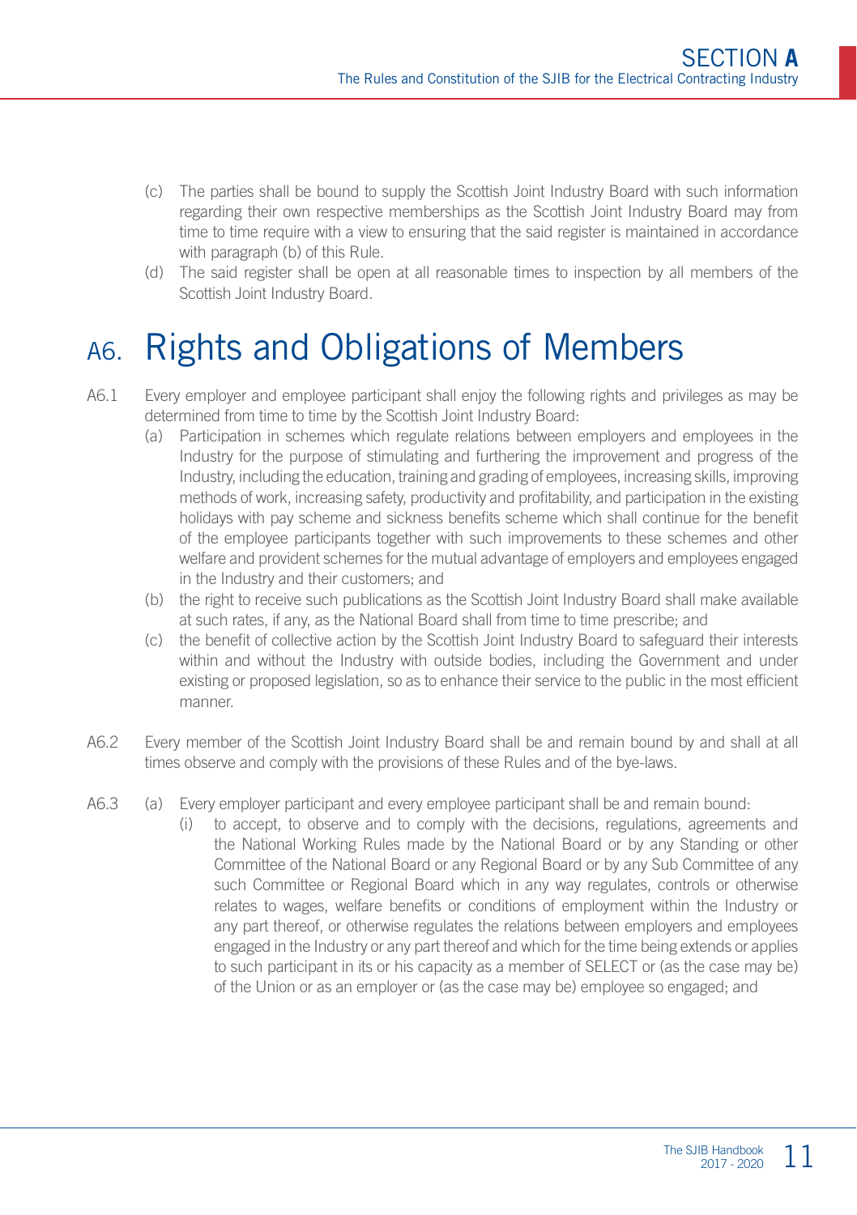(c) The parties shall be bound to supply the Scottish Joint Industry Board with such information regarding their own respective memberships as the Scottish Joint Industry Board may from time to time require with a view to ensuring that the said register is maintained in accordance with paragraph (b) of this Rule.

(d) The said register shall be open at all reasonable times to inspection by all members of the Scottish Joint Industry Board.

# A6. Rights and Obligations of Members

A6.1 Every employer and employee participant shall enjoy the following rights and privileges as may be determined from time to time by the Scottish Joint Industry Board:

(a) Participation in schemes which regulate relations between employers and employees in the Industry for the purpose of stimulating and furthering the improvement and progress of the Industry, including the education, training and grading of employees, increasing skills, improving methods of work, increasing safety, productivity and profitability, and participation in the existing holidays with pay scheme and sickness benefits scheme which shall continue for the benefit of the employee participants together with such improvements to these schemes and other welfare and provident schemes for the mutual advantage of employers and employees engaged in the Industry and their customers; and

(b) the right to receive such publications as the Scottish Joint Industry Board shall make available at such rates, if any, as the National Board shall from time to time prescribe; and

(c) the benefit of collective action by the Scottish Joint Industry Board to safeguard their interests within and without the Industry with outside bodies, including the Government and under existing or proposed legislation, so as to enhance their service to the public in the most efficient manner.

A6.2 Every member of the Scottish Joint Industry Board shall be and remain bound by and shall at all times observe and comply with the provisions of these Rules and of the bye-laws.

A6.3 (a) Every employer participant and every employee participant shall be and remain bound:

(i) to accept, to observe and to comply with the decisions, regulations, agreements and the National Working Rules made by the National Board or by any Standing or other Committee of the National Board or any Regional Board or by any Sub Committee of any such Committee or Regional Board which in any way regulates, controls or otherwise relates to wages, welfare benefits or conditions of employment within the Industry or any part thereof, or otherwise regulates the relations between employers and employees engaged in the Industry or any part thereof and which for the time being extends or applies to such participant in its or his capacity as a member of SELECT or (as the case may be) of the Union or as an employer or (as the case may be) employee so engaged; and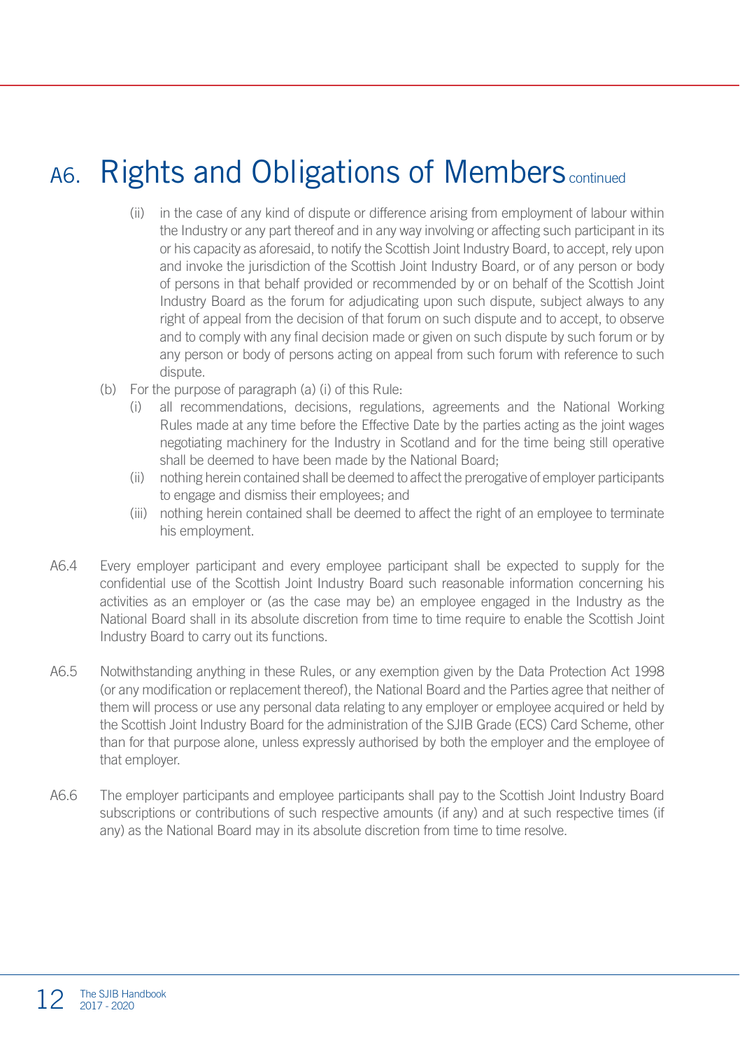# A6. Rights and Obligations of Members continued

(ii) in the case of any kind of dispute or difference arising from employment of labour within the Industry or any part thereof and in any way involving or affecting such participant in its or his capacity as aforesaid, to notify the Scottish Joint Industry Board, to accept, rely upon and invoke the jurisdiction of the Scottish Joint Industry Board, or of any person or body of persons in that behalf provided or recommended by or on behalf of the Scottish Joint Industry Board as the forum for adjudicating upon such dispute, subject always to any right of appeal from the decision of that forum on such dispute and to accept, to observe and to comply with any final decision made or given on such dispute by such forum or by any person or body of persons acting on appeal from such forum with reference to such dispute.

(b) For the purpose of paragraph (a) (i) of this Rule:

(i) all recommendations, decisions, regulations, agreements and the National Working Rules made at any time before the Effective Date by the parties acting as the joint wages negotiating machinery for the Industry in Scotland and for the time being still operative shall be deemed to have been made by the National Board;

(ii) nothing herein contained shall be deemed to affect the prerogative of employer participants to engage and dismiss their employees; and

(iii) nothing herein contained shall be deemed to affect the right of an employee to terminate his employment.

A6.4 Every employer participant and every employee participant shall be expected to supply for the confidential use of the Scottish Joint Industry Board such reasonable information concerning his activities as an employer or (as the case may be) an employee engaged in the Industry as the National Board shall in its absolute discretion from time to time require to enable the Scottish Joint Industry Board to carry out its functions.

A6.5 Notwithstanding anything in these Rules, or any exemption given by the Data Protection Act 1998 (or any modification or replacement thereof), the National Board and the Parties agree that neither of them will process or use any personal data relating to any employer or employee acquired or held by the Scottish Joint Industry Board for the administration of the SJIB Grade (ECS) Card Scheme, other than for that purpose alone, unless expressly authorised by both the employer and the employee of that employer.

A6.6 The employer participants and employee participants shall pay to the Scottish Joint Industry Board subscriptions or contributions of such respective amounts (if any) and at such respective times (if any) as the National Board may in its absolute discretion from time to time resolve.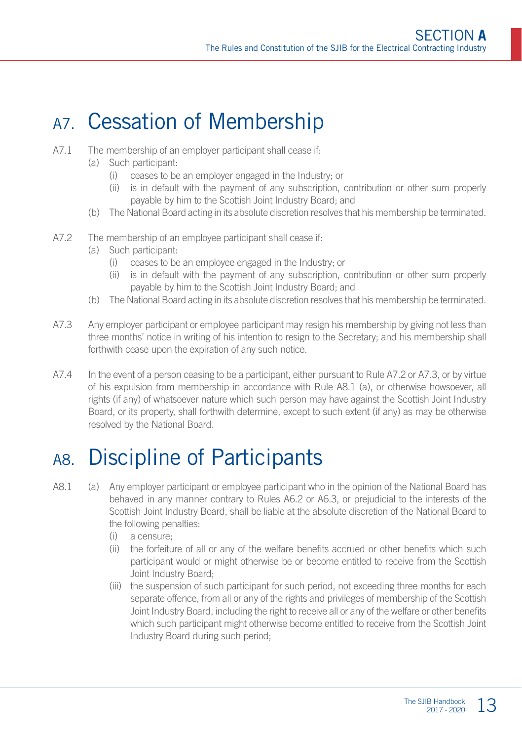# A7. Cessation of Membership

A7.1 The membership of an employer participant shall cease if:

- (a) Such participant:
  - (i) ceases to be an employer engaged in the Industry; or
  - (ii) is in default with the payment of any subscription, contribution or other sum properly payable by him to the Scottish Joint Industry Board; and
- (b) The National Board acting in its absolute discretion resolves that his membership be terminated.

A7.2 The membership of an employee participant shall cease if:

- (a) Such participant:
  - (i) ceases to be an employee engaged in the Industry; or
  - (ii) is in default with the payment of any subscription, contribution or other sum properly payable by him to the Scottish Joint Industry Board; and
- (b) The National Board acting in its absolute discretion resolves that his membership be terminated.

A7.3 Any employer participant or employee participant may resign his membership by giving not less than three months' notice in writing of his intention to resign to the Secretary; and his membership shall forthwith cease upon the expiration of any such notice.

A7.4 In the event of a person ceasing to be a participant, either pursuant to Rule A7.2 or A7.3, or by virtue of his expulsion from membership in accordance with Rule A8.1 (a), or otherwise howsoever, all rights (if any) of whatsoever nature which such person may have against the Scottish Joint Industry Board, or its property, shall forthwith determine, except to such extent (if any) as may be otherwise resolved by the National Board.

# A8. Discipline of Participants

A8.1 (a) Any employer participant or employee participant who in the opinion of the National Board has behaved in any manner contrary to Rules A6.2 or A6.3, or prejudicial to the interests of the Scottish Joint Industry Board, shall be liable at the absolute discretion of the National Board to the following penalties:

- (i) a censure;
- (ii) the forfeiture of all or any of the welfare benefits accrued or other benefits which such participant would or might otherwise be or become entitled to receive from the Scottish Joint Industry Board;
- (iii) the suspension of such participant for such period, not exceeding three months for each separate offence, from all or any of the rights and privileges of membership of the Scottish Joint Industry Board, including the right to receive all or any of the welfare or other benefits which such participant might otherwise become entitled to receive from the Scottish Joint Industry Board during such period;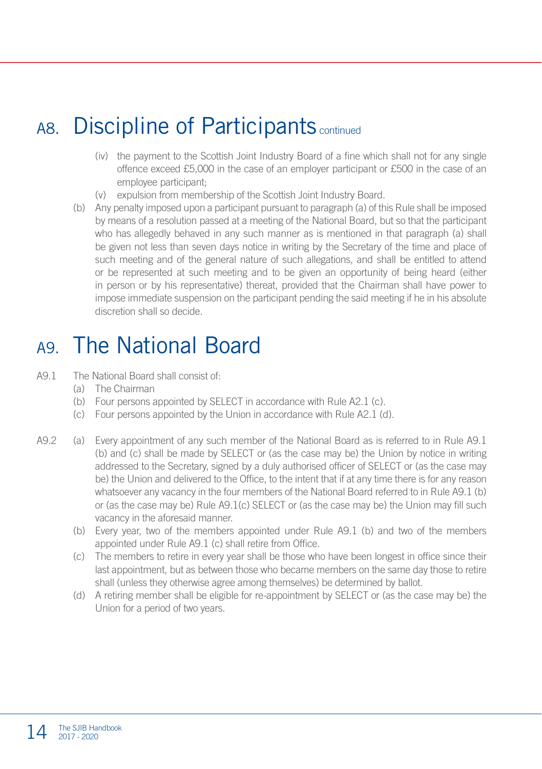# A8. Discipline of Participants continued

(iv) the payment to the Scottish Joint Industry Board of a fine which shall not for any single offence exceed £5,000 in the case of an employer participant or £500 in the case of an employee participant;

(v) expulsion from membership of the Scottish Joint Industry Board.

(b) Any penalty imposed upon a participant pursuant to paragraph (a) of this Rule shall be imposed by means of a resolution passed at a meeting of the National Board, but so that the participant who has allegedly behaved in any such manner as is mentioned in that paragraph (a) shall be given not less than seven days notice in writing by the Secretary of the time and place of such meeting and of the general nature of such allegations, and shall be entitled to attend or be represented at such meeting and to be given an opportunity of being heard (either in person or by his representative) thereat, provided that the Chairman shall have power to impose immediate suspension on the participant pending the said meeting if he in his absolute discretion shall so decide.

# A9. The National Board

A9.1 The National Board shall consist of:

(a) The Chairman

(b) Four persons appointed by SELECT in accordance with Rule A2.1 (c).

(c) Four persons appointed by the Union in accordance with Rule A2.1 (d).

A9.2 (a) Every appointment of any such member of the National Board as is referred to in Rule A9.1 (b) and (c) shall be made by SELECT or (as the case may be) the Union by notice in writing addressed to the Secretary, signed by a duly authorised officer of SELECT or (as the case may be) the Union and delivered to the Office, to the intent that if at any time there is for any reason whatsoever any vacancy in the four members of the National Board referred to in Rule A9.1 (b) or (as the case may be) Rule A9.1(c) SELECT or (as the case may be) the Union may fill such vacancy in the aforesaid manner.

(b) Every year, two of the members appointed under Rule A9.1 (b) and two of the members appointed under Rule A9.1 (c) shall retire from Office.

(c) The members to retire in every year shall be those who have been longest in office since their last appointment, but as between those who became members on the same day those to retire shall (unless they otherwise agree among themselves) be determined by ballot.

(d) A retiring member shall be eligible for re-appointment by SELECT or (as the case may be) the Union for a period of two years.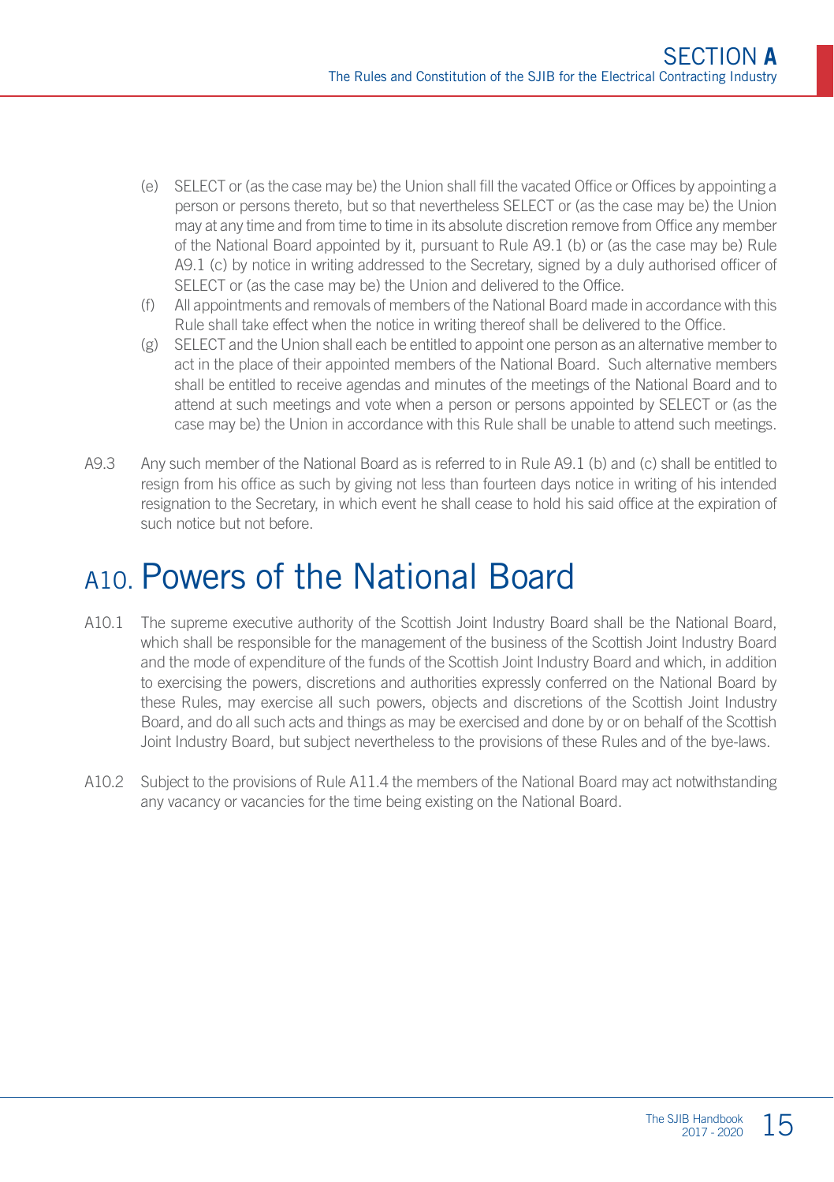(e) SELECT or (as the case may be) the Union shall fill the vacated Office or Offices by appointing a person or persons thereto, but so that nevertheless SELECT or (as the case may be) the Union may at any time and from time to time in its absolute discretion remove from Office any member of the National Board appointed by it, pursuant to Rule A9.1 (b) or (as the case may be) Rule A9.1 (c) by notice in writing addressed to the Secretary, signed by a duly authorised officer of SELECT or (as the case may be) the Union and delivered to the Office.

(f) All appointments and removals of members of the National Board made in accordance with this Rule shall take effect when the notice in writing thereof shall be delivered to the Office.

(g) SELECT and the Union shall each be entitled to appoint one person as an alternative member to act in the place of their appointed members of the National Board. Such alternative members shall be entitled to receive agendas and minutes of the meetings of the National Board and to attend at such meetings and vote when a person or persons appointed by SELECT or (as the case may be) the Union in accordance with this Rule shall be unable to attend such meetings.

A9.3 Any such member of the National Board as is referred to in Rule A9.1 (b) and (c) shall be entitled to resign from his office as such by giving not less than fourteen days notice in writing of his intended resignation to the Secretary, in which event he shall cease to hold his said office at the expiration of such notice but not before.

# A10. Powers of the National Board

A10.1 The supreme executive authority of the Scottish Joint Industry Board shall be the National Board, which shall be responsible for the management of the business of the Scottish Joint Industry Board and the mode of expenditure of the funds of the Scottish Joint Industry Board and which, in addition to exercising the powers, discretions and authorities expressly conferred on the National Board by these Rules, may exercise all such powers, objects and discretions of the Scottish Joint Industry Board, and do all such acts and things as may be exercised and done by or on behalf of the Scottish Joint Industry Board, but subject nevertheless to the provisions of these Rules and of the bye-laws.

A10.2 Subject to the provisions of Rule A11.4 the members of the National Board may act notwithstanding any vacancy or vacancies for the time being existing on the National Board.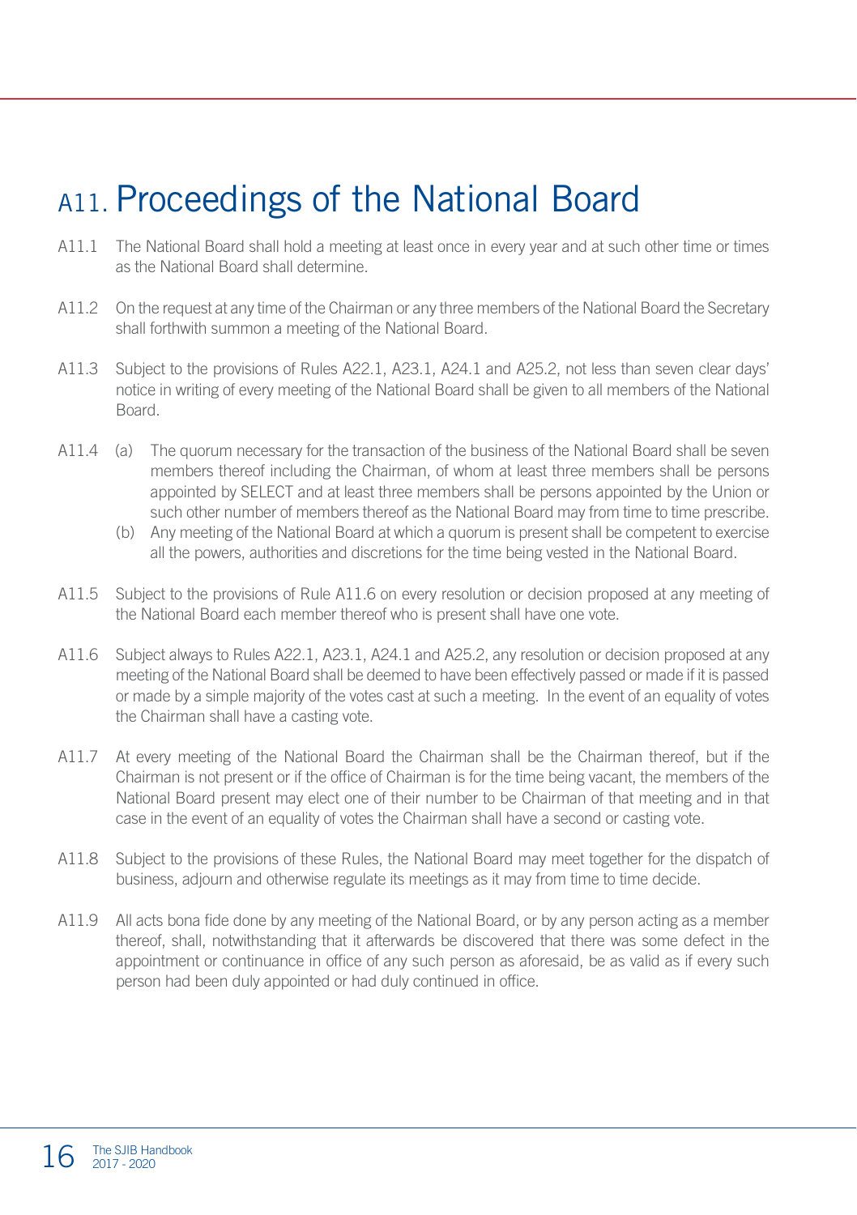# A11. Proceedings of the National Board

A11.1 The National Board shall hold a meeting at least once in every year and at such other time or times as the National Board shall determine.

A11.2 On the request at any time of the Chairman or any three members of the National Board the Secretary shall forthwith summon a meeting of the National Board.

A11.3 Subject to the provisions of Rules A22.1, A23.1, A24.1 and A25.2, not less than seven clear days' notice in writing of every meeting of the National Board shall be given to all members of the National Board.

A11.4 (a) The quorum necessary for the transaction of the business of the National Board shall be seven members thereof including the Chairman, of whom at least three members shall be persons appointed by SELECT and at least three members shall be persons appointed by the Union or such other number of members thereof as the National Board may from time to time prescribe.

(b) Any meeting of the National Board at which a quorum is present shall be competent to exercise all the powers, authorities and discretions for the time being vested in the National Board.

A11.5 Subject to the provisions of Rule A11.6 on every resolution or decision proposed at any meeting of the National Board each member thereof who is present shall have one vote.

A11.6 Subject always to Rules A22.1, A23.1, A24.1 and A25.2, any resolution or decision proposed at any meeting of the National Board shall be deemed to have been effectively passed or made if it is passed or made by a simple majority of the votes cast at such a meeting. In the event of an equality of votes the Chairman shall have a casting vote.

A11.7 At every meeting of the National Board the Chairman shall be the Chairman thereof, but if the Chairman is not present or if the office of Chairman is for the time being vacant, the members of the National Board present may elect one of their number to be Chairman of that meeting and in that case in the event of an equality of votes the Chairman shall have a second or casting vote.

A11.8 Subject to the provisions of these Rules, the National Board may meet together for the dispatch of business, adjourn and otherwise regulate its meetings as it may from time to time decide.

A11.9 All acts bona fide done by any meeting of the National Board, or by any person acting as a member thereof, shall, notwithstanding that it afterwards be discovered that there was some defect in the appointment or continuance in office of any such person as aforesaid, be as valid as if every such person had been duly appointed or had duly continued in office.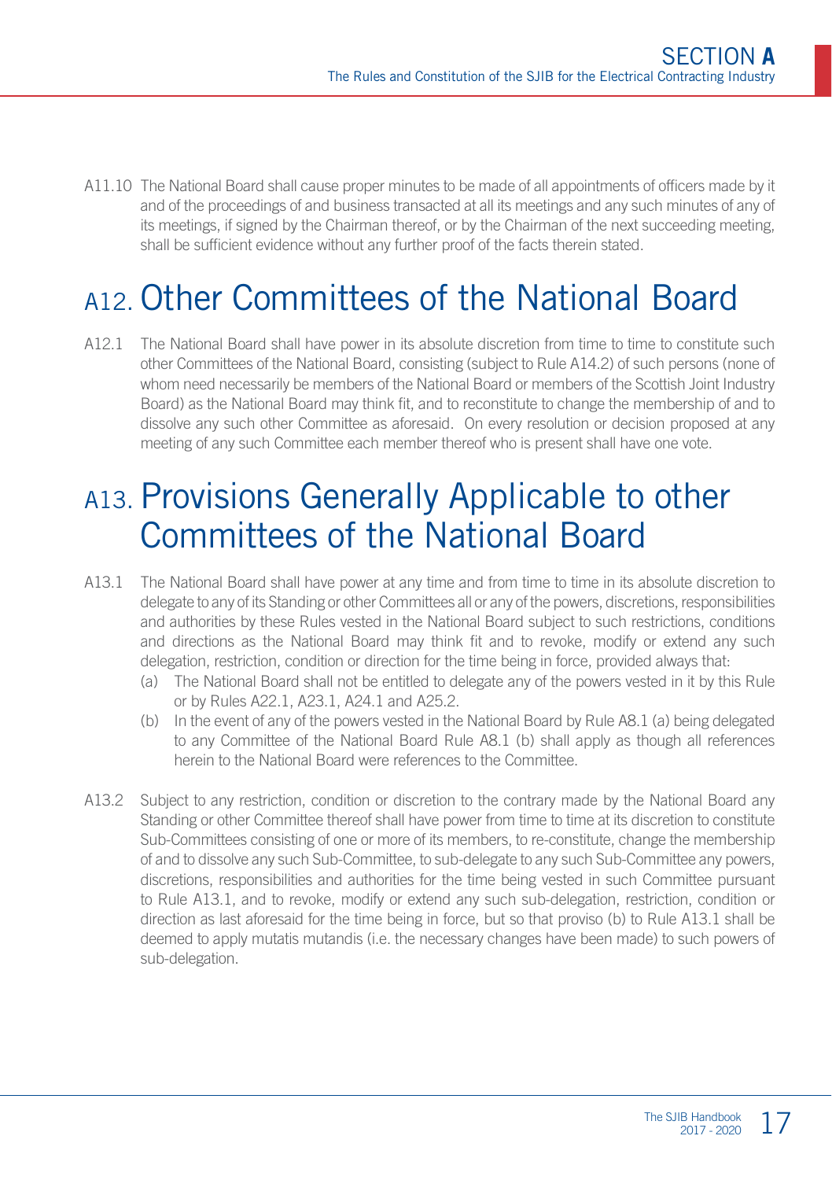A11.10 The National Board shall cause proper minutes to be made of all appointments of officers made by it and of the proceedings of and business transacted at all its meetings and any such minutes of any of its meetings, if signed by the Chairman thereof, or by the Chairman of the next succeeding meeting, shall be sufficient evidence without any further proof of the facts therein stated.

# A12. Other Committees of the National Board

A12.1 The National Board shall have power in its absolute discretion from time to time to constitute such other Committees of the National Board, consisting (subject to Rule A14.2) of such persons (none of whom need necessarily be members of the National Board or members of the Scottish Joint Industry Board) as the National Board may think fit, and to reconstitute to change the membership of and to dissolve any such other Committee as aforesaid. On every resolution or decision proposed at any meeting of any such Committee each member thereof who is present shall have one vote.

# A13. Provisions Generally Applicable to other Committees of the National Board

A13.1 The National Board shall have power at any time and from time to time in its absolute discretion to delegate to any of its Standing or other Committees all or any of the powers, discretions, responsibilities and authorities by these Rules vested in the National Board subject to such restrictions, conditions and directions as the National Board may think fit and to revoke, modify or extend any such delegation, restriction, condition or direction for the time being in force, provided always that:

(a) The National Board shall not be entitled to delegate any of the powers vested in it by this Rule or by Rules A22.1, A23.1, A24.1 and A25.2.

(b) In the event of any of the powers vested in the National Board by Rule A8.1 (a) being delegated to any Committee of the National Board Rule A8.1 (b) shall apply as though all references herein to the National Board were references to the Committee.

A13.2 Subject to any restriction, condition or discretion to the contrary made by the National Board any Standing or other Committee thereof shall have power from time to time at its discretion to constitute Sub-Committees consisting of one or more of its members, to re-constitute, change the membership of and to dissolve any such Sub-Committee, to sub-delegate to any such Sub-Committee any powers, discretions, responsibilities and authorities for the time being vested in such Committee pursuant to Rule A13.1, and to revoke, modify or extend any such sub-delegation, restriction, condition or direction as last aforesaid for the time being in force, but so that proviso (b) to Rule A13.1 shall be deemed to apply mutatis mutandis (i.e. the necessary changes have been made) to such powers of sub-delegation.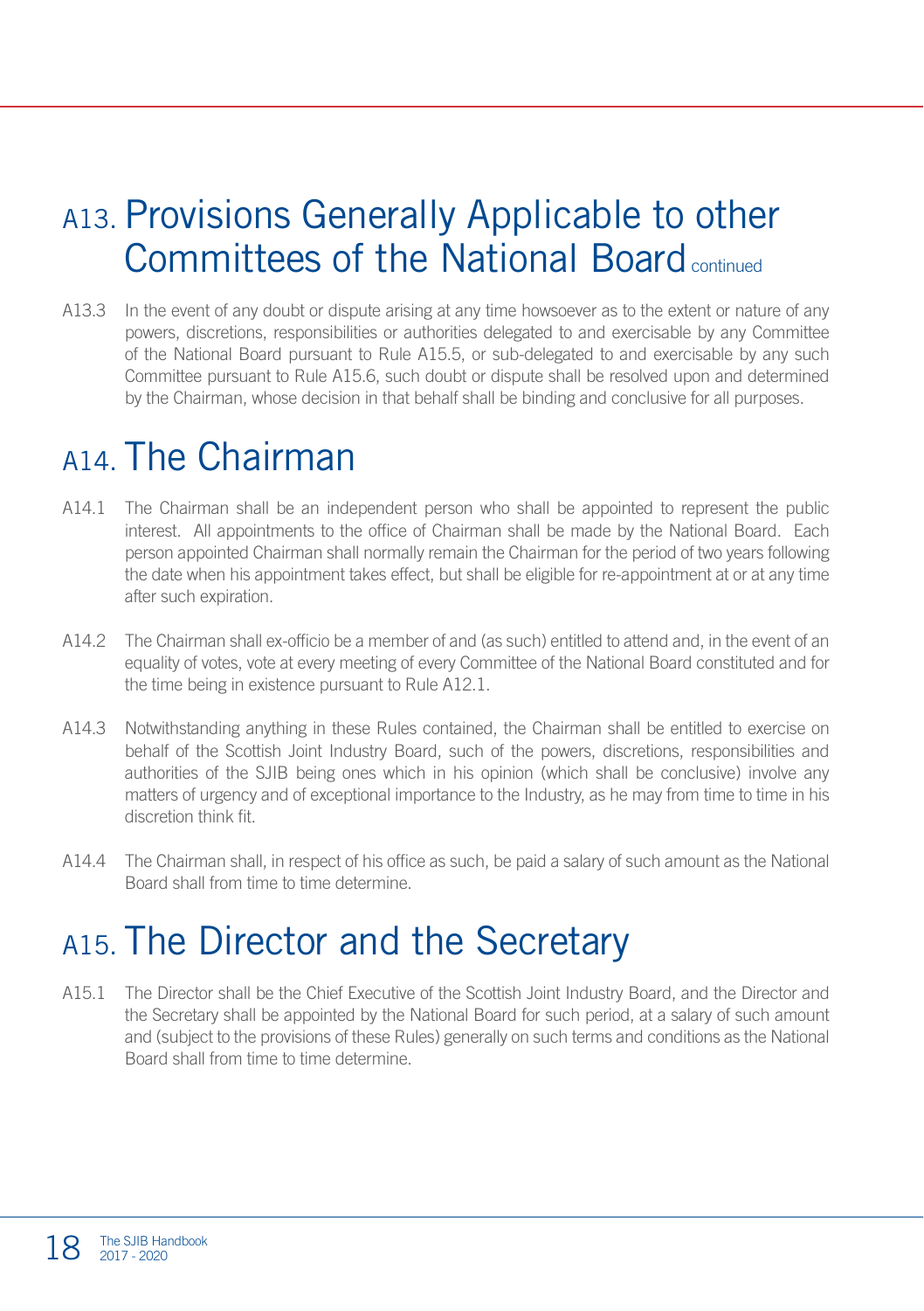# A13. Provisions Generally Applicable to other Committees of the National Board continued

A13.3 In the event of any doubt or dispute arising at any time howsoever as to the extent or nature of any powers, discretions, responsibilities or authorities delegated to and exercisable by any Committee of the National Board pursuant to Rule A15.5, or sub-delegated to and exercisable by any such Committee pursuant to Rule A15.6, such doubt or dispute shall be resolved upon and determined by the Chairman, whose decision in that behalf shall be binding and conclusive for all purposes.

# A14. The Chairman

A14.1 The Chairman shall be an independent person who shall be appointed to represent the public interest. All appointments to the office of Chairman shall be made by the National Board. Each person appointed Chairman shall normally remain the Chairman for the period of two years following the date when his appointment takes effect, but shall be eligible for re-appointment at or at any time after such expiration.

A14.2 The Chairman shall ex-officio be a member of and (as such) entitled to attend and, in the event of an equality of votes, vote at every meeting of every Committee of the National Board constituted and for the time being in existence pursuant to Rule A12.1.

A14.3 Notwithstanding anything in these Rules contained, the Chairman shall be entitled to exercise on behalf of the Scottish Joint Industry Board, such of the powers, discretions, responsibilities and authorities of the SJIB being ones which in his opinion (which shall be conclusive) involve any matters of urgency and of exceptional importance to the Industry, as he may from time to time in his discretion think fit.

A14.4 The Chairman shall, in respect of his office as such, be paid a salary of such amount as the National Board shall from time to time determine.

# A15. The Director and the Secretary

A15.1 The Director shall be the Chief Executive of the Scottish Joint Industry Board, and the Director and the Secretary shall be appointed by the National Board for such period, at a salary of such amount and (subject to the provisions of these Rules) generally on such terms and conditions as the National Board shall from time to time determine.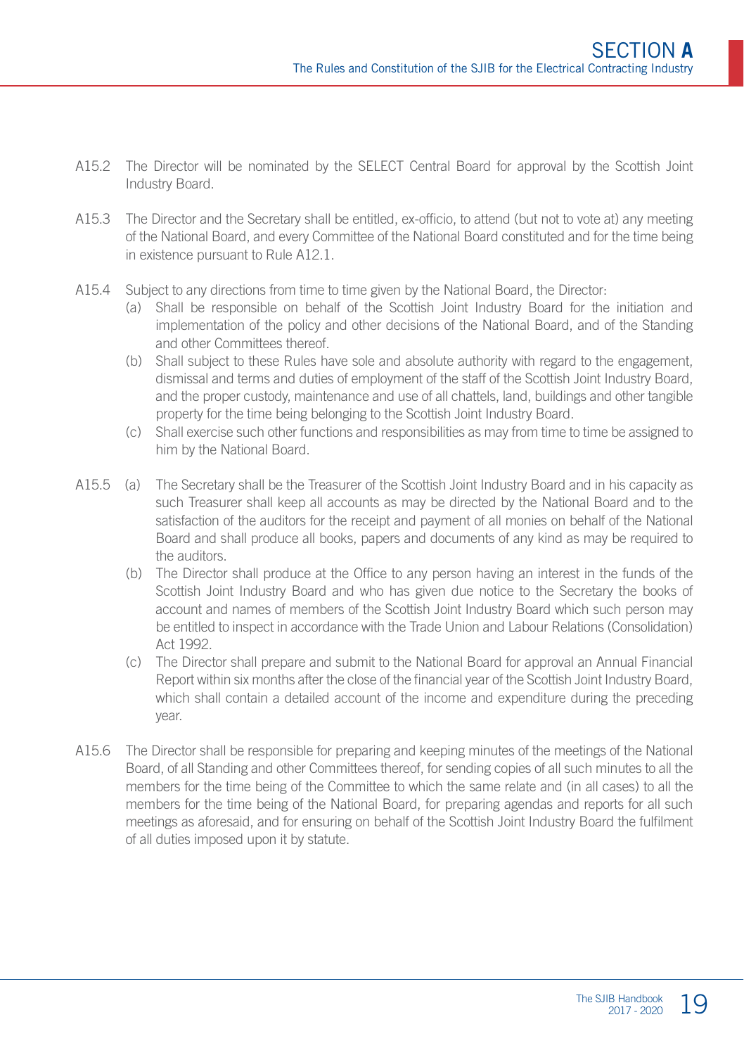A15.2 The Director will be nominated by the SELECT Central Board for approval by the Scottish Joint Industry Board.

A15.3 The Director and the Secretary shall be entitled, ex-officio, to attend (but not to vote at) any meeting of the National Board, and every Committee of the National Board constituted and for the time being in existence pursuant to Rule A12.1.

A15.4 Subject to any directions from time to time given by the National Board, the Director:

- (a) Shall be responsible on behalf of the Scottish Joint Industry Board for the initiation and implementation of the policy and other decisions of the National Board, and of the Standing and other Committees thereof.
- (b) Shall subject to these Rules have sole and absolute authority with regard to the engagement, dismissal and terms and duties of employment of the staff of the Scottish Joint Industry Board, and the proper custody, maintenance and use of all chattels, land, buildings and other tangible property for the time being belonging to the Scottish Joint Industry Board.
- (c) Shall exercise such other functions and responsibilities as may from time to time be assigned to him by the National Board.

A15.5

- (a) The Secretary shall be the Treasurer of the Scottish Joint Industry Board and in his capacity as such Treasurer shall keep all accounts as may be directed by the National Board and to the satisfaction of the auditors for the receipt and payment of all monies on behalf of the National Board and shall produce all books, papers and documents of any kind as may be required to the auditors.
- (b) The Director shall produce at the Office to any person having an interest in the funds of the Scottish Joint Industry Board and who has given due notice to the Secretary the books of account and names of members of the Scottish Joint Industry Board which such person may be entitled to inspect in accordance with the Trade Union and Labour Relations (Consolidation) Act 1992.
- (c) The Director shall prepare and submit to the National Board for approval an Annual Financial Report within six months after the close of the financial year of the Scottish Joint Industry Board, which shall contain a detailed account of the income and expenditure during the preceding year.

A15.6 The Director shall be responsible for preparing and keeping minutes of the meetings of the National Board, of all Standing and other Committees thereof, for sending copies of all such minutes to all the members for the time being of the Committee to which the same relate and (in all cases) to all the members for the time being of the National Board, for preparing agendas and reports for all such meetings as aforesaid, and for ensuring on behalf of the Scottish Joint Industry Board the fulfilment of all duties imposed upon it by statute.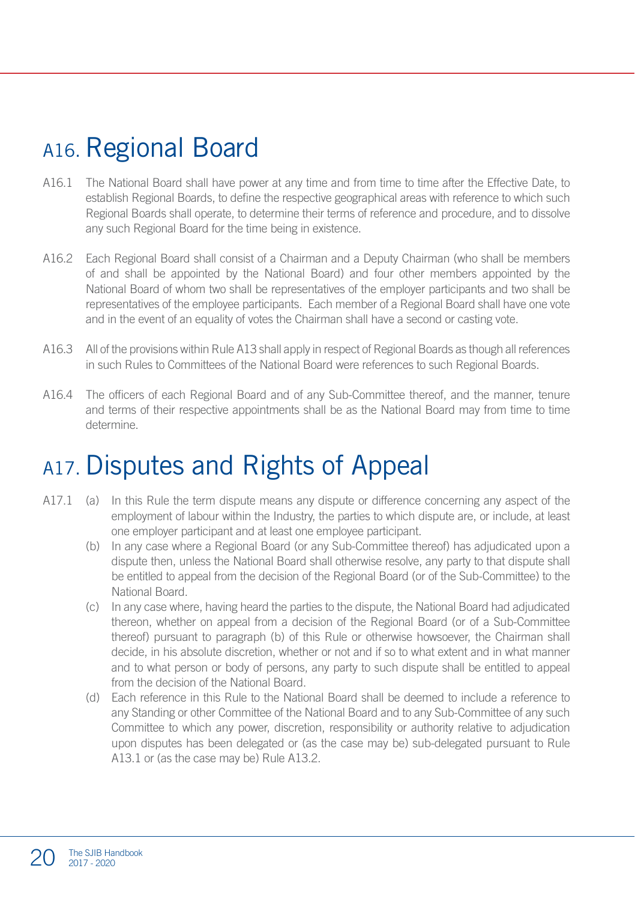# A16. Regional Board

A16.1 The National Board shall have power at any time and from time to time after the Effective Date, to establish Regional Boards, to define the respective geographical areas with reference to which such Regional Boards shall operate, to determine their terms of reference and procedure, and to dissolve any such Regional Board for the time being in existence.

A16.2 Each Regional Board shall consist of a Chairman and a Deputy Chairman (who shall be members of and shall be appointed by the National Board) and four other members appointed by the National Board of whom two shall be representatives of the employer participants and two shall be representatives of the employee participants. Each member of a Regional Board shall have one vote and in the event of an equality of votes the Chairman shall have a second or casting vote.

A16.3 All of the provisions within Rule A13 shall apply in respect of Regional Boards as though all references in such Rules to Committees of the National Board were references to such Regional Boards.

A16.4 The officers of each Regional Board and of any Sub-Committee thereof, and the manner, tenure and terms of their respective appointments shall be as the National Board may from time to time determine.

# A17. Disputes and Rights of Appeal

A17.1 (a) In this Rule the term dispute means any dispute or difference concerning any aspect of the employment of labour within the Industry, the parties to which dispute are, or include, at least one employer participant and at least one employee participant.

(b) In any case where a Regional Board (or any Sub-Committee thereof) has adjudicated upon a dispute then, unless the National Board shall otherwise resolve, any party to that dispute shall be entitled to appeal from the decision of the Regional Board (or of the Sub-Committee) to the National Board.

(c) In any case where, having heard the parties to the dispute, the National Board had adjudicated thereon, whether on appeal from a decision of the Regional Board (or of a Sub-Committee thereof) pursuant to paragraph (b) of this Rule or otherwise howsoever, the Chairman shall decide, in his absolute discretion, whether or not and if so to what extent and in what manner and to what person or body of persons, any party to such dispute shall be entitled to appeal from the decision of the National Board.

(d) Each reference in this Rule to the National Board shall be deemed to include a reference to any Standing or other Committee of the National Board and to any Sub-Committee of any such Committee to which any power, discretion, responsibility or authority relative to adjudication upon disputes has been delegated or (as the case may be) sub-delegated pursuant to Rule A13.1 or (as the case may be) Rule A13.2.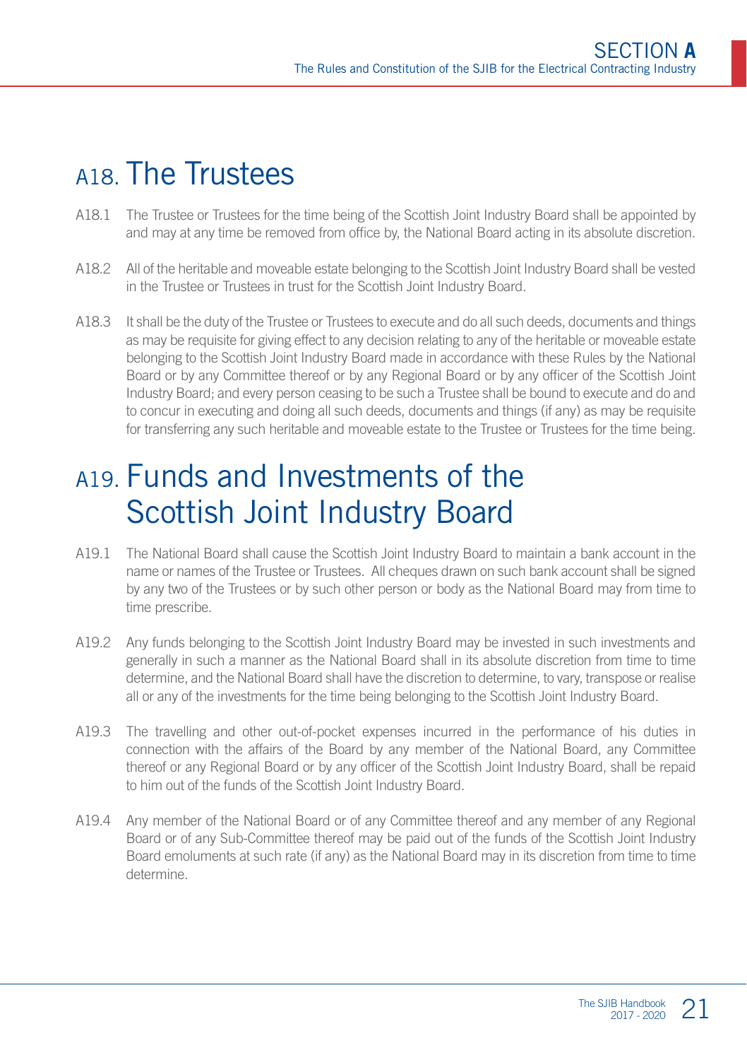## A18. The Trustees

A18.1 The Trustee or Trustees for the time being of the Scottish Joint Industry Board shall be appointed by and may at any time be removed from office by, the National Board acting in its absolute discretion.

A18.2 All of the heritable and moveable estate belonging to the Scottish Joint Industry Board shall be vested in the Trustee or Trustees in trust for the Scottish Joint Industry Board.

A18.3 It shall be the duty of the Trustee or Trustees to execute and do all such deeds, documents and things as may be requisite for giving effect to any decision relating to any of the heritable or moveable estate belonging to the Scottish Joint Industry Board made in accordance with these Rules by the National Board or by any Committee thereof or by any Regional Board or by any officer of the Scottish Joint Industry Board; and every person ceasing to be such a Trustee shall be bound to execute and do and to concur in executing and doing all such deeds, documents and things (if any) as may be requisite for transferring any such heritable and moveable estate to the Trustee or Trustees for the time being.

## A19. Funds and Investments of the Scottish Joint Industry Board

A19.1 The National Board shall cause the Scottish Joint Industry Board to maintain a bank account in the name or names of the Trustee or Trustees. All cheques drawn on such bank account shall be signed by any two of the Trustees or by such other person or body as the National Board may from time to time prescribe.

A19.2 Any funds belonging to the Scottish Joint Industry Board may be invested in such investments and generally in such a manner as the National Board shall in its absolute discretion from time to time determine, and the National Board shall have the discretion to determine, to vary, transpose or realise all or any of the investments for the time being belonging to the Scottish Joint Industry Board.

A19.3 The travelling and other out-of-pocket expenses incurred in the performance of his duties in connection with the affairs of the Board by any member of the National Board, any Committee thereof or any Regional Board or by any officer of the Scottish Joint Industry Board, shall be repaid to him out of the funds of the Scottish Joint Industry Board.

A19.4 Any member of the National Board or of any Committee thereof and any member of any Regional Board or of any Sub-Committee thereof may be paid out of the funds of the Scottish Joint Industry Board emoluments at such rate (if any) as the National Board may in its discretion from time to time determine.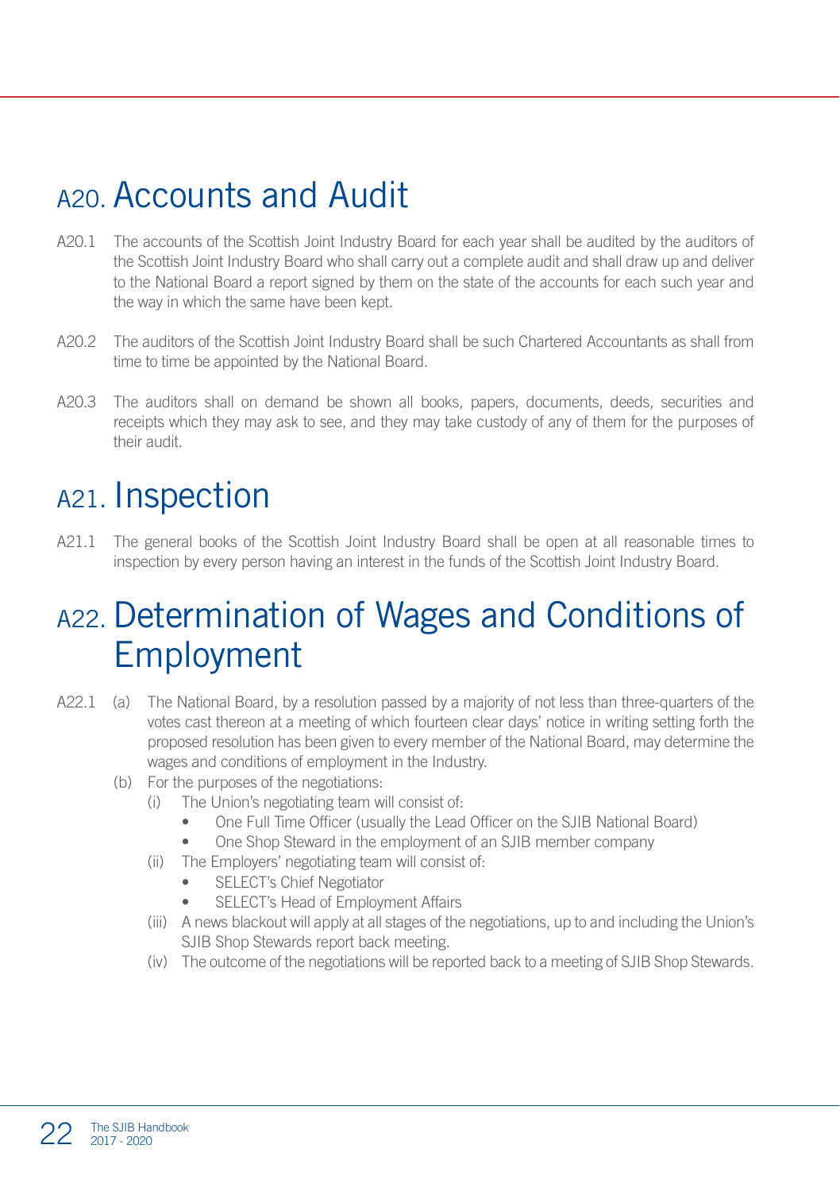# A20. Accounts and Audit

A20.1 The accounts of the Scottish Joint Industry Board for each year shall be audited by the auditors of the Scottish Joint Industry Board who shall carry out a complete audit and shall draw up and deliver to the National Board a report signed by them on the state of the accounts for each such year and the way in which the same have been kept.

A20.2 The auditors of the Scottish Joint Industry Board shall be such Chartered Accountants as shall from time to time be appointed by the National Board.

A20.3 The auditors shall on demand be shown all books, papers, documents, deeds, securities and receipts which they may ask to see, and they may take custody of any of them for the purposes of their audit.

# A21. Inspection

A21.1 The general books of the Scottish Joint Industry Board shall be open at all reasonable times to inspection by every person having an interest in the funds of the Scottish Joint Industry Board.

# A22. Determination of Wages and Conditions of Employment

A22.1 (a) The National Board, by a resolution passed by a majority of not less than three-quarters of the votes cast thereon at a meeting of which fourteen clear days' notice in writing setting forth the proposed resolution has been given to every member of the National Board, may determine the wages and conditions of employment in the Industry.

(b) For the purposes of the negotiations:

(i) The Union's negotiating team will consist of:
- One Full Time Officer (usually the Lead Officer on the SJIB National Board)
- One Shop Steward in the employment of an SJIB member company

(ii) The Employers' negotiating team will consist of:
- SELECT's Chief Negotiator
- SELECT's Head of Employment Affairs

(iii) A news blackout will apply at all stages of the negotiations, up to and including the Union's SJIB Shop Stewards report back meeting.

(iv) The outcome of the negotiations will be reported back to a meeting of SJIB Shop Stewards.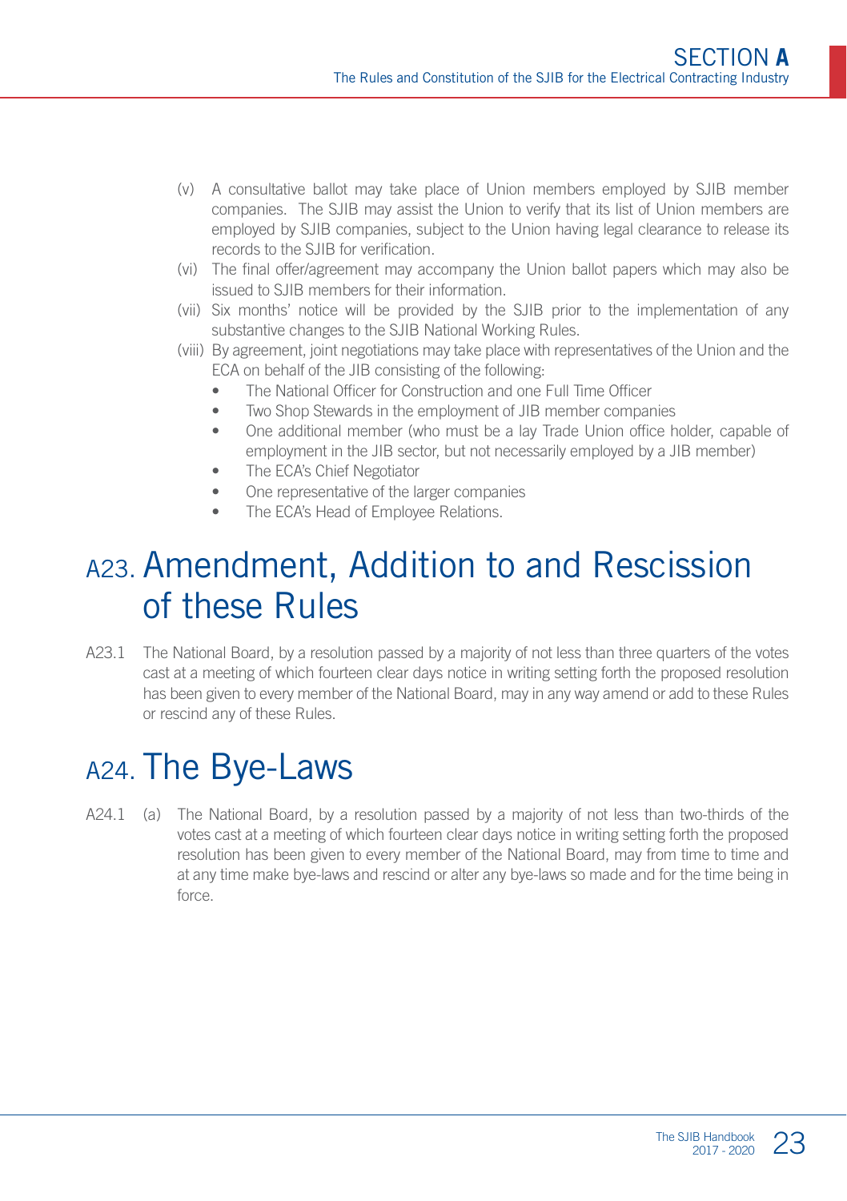(v) A consultative ballot may take place of Union members employed by SJIB member companies. The SJIB may assist the Union to verify that its list of Union members are employed by SJIB companies, subject to the Union having legal clearance to release its records to the SJIB for verification.

(vi) The final offer/agreement may accompany the Union ballot papers which may also be issued to SJIB members for their information.

(vii) Six months' notice will be provided by the SJIB prior to the implementation of any substantive changes to the SJIB National Working Rules.

(viii) By agreement, joint negotiations may take place with representatives of the Union and the ECA on behalf of the JIB consisting of the following:

- The National Officer for Construction and one Full Time Officer
- Two Shop Stewards in the employment of JIB member companies
- One additional member (who must be a lay Trade Union office holder, capable of employment in the JIB sector, but not necessarily employed by a JIB member)
- The ECA's Chief Negotiator
- One representative of the larger companies
- The ECA's Head of Employee Relations.

# A23. Amendment, Addition to and Rescission of these Rules

A23.1 The National Board, by a resolution passed by a majority of not less than three quarters of the votes cast at a meeting of which fourteen clear days notice in writing setting forth the proposed resolution has been given to every member of the National Board, may in any way amend or add to these Rules or rescind any of these Rules.

# A24. The Bye-Laws

A24.1 (a) The National Board, by a resolution passed by a majority of not less than two-thirds of the votes cast at a meeting of which fourteen clear days notice in writing setting forth the proposed resolution has been given to every member of the National Board, may from time to time and at any time make bye-laws and rescind or alter any bye-laws so made and for the time being in force.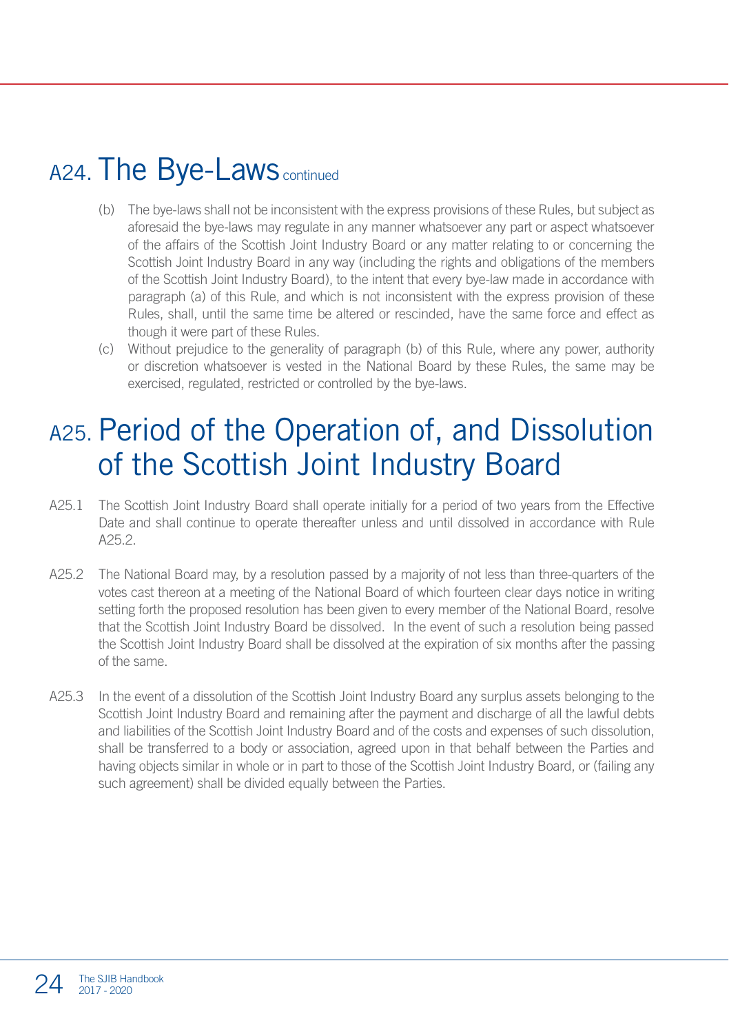# A24. The Bye-Laws continued

(b) The bye-laws shall not be inconsistent with the express provisions of these Rules, but subject as aforesaid the bye-laws may regulate in any manner whatsoever any part or aspect whatsoever of the affairs of the Scottish Joint Industry Board or any matter relating to or concerning the Scottish Joint Industry Board in any way (including the rights and obligations of the members of the Scottish Joint Industry Board), to the intent that every bye-law made in accordance with paragraph (a) of this Rule, and which is not inconsistent with the express provision of these Rules, shall, until the same time be altered or rescinded, have the same force and effect as though it were part of these Rules.

(c) Without prejudice to the generality of paragraph (b) of this Rule, where any power, authority or discretion whatsoever is vested in the National Board by these Rules, the same may be exercised, regulated, restricted or controlled by the bye-laws.

# A25. Period of the Operation of, and Dissolution of the Scottish Joint Industry Board

A25.1 The Scottish Joint Industry Board shall operate initially for a period of two years from the Effective Date and shall continue to operate thereafter unless and until dissolved in accordance with Rule A25.2.

A25.2 The National Board may, by a resolution passed by a majority of not less than three-quarters of the votes cast thereon at a meeting of the National Board of which fourteen clear days notice in writing setting forth the proposed resolution has been given to every member of the National Board, resolve that the Scottish Joint Industry Board be dissolved. In the event of such a resolution being passed the Scottish Joint Industry Board shall be dissolved at the expiration of six months after the passing of the same.

A25.3 In the event of a dissolution of the Scottish Joint Industry Board any surplus assets belonging to the Scottish Joint Industry Board and remaining after the payment and discharge of all the lawful debts and liabilities of the Scottish Joint Industry Board and of the costs and expenses of such dissolution, shall be transferred to a body or association, agreed upon in that behalf between the Parties and having objects similar in whole or in part to those of the Scottish Joint Industry Board, or (failing any such agreement) shall be divided equally between the Parties.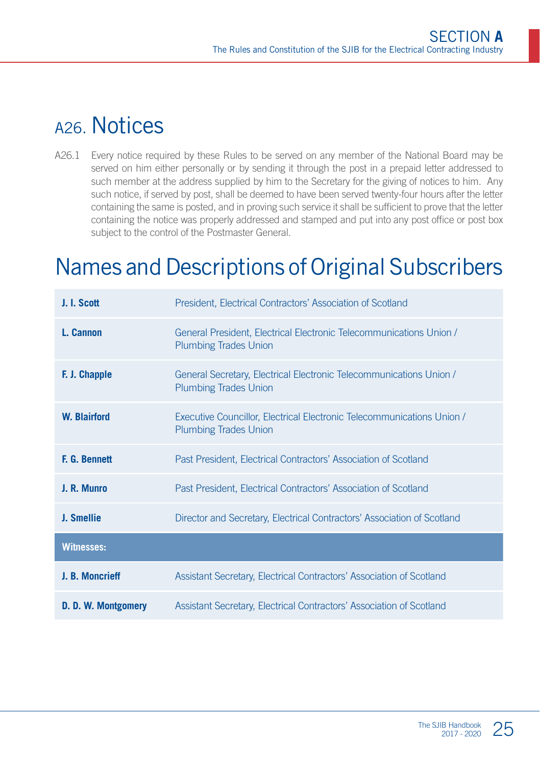## A26. Notices

A26.1 Every notice required by these Rules to be served on any member of the National Board may be served on him either personally or by sending it through the post in a prepaid letter addressed to such member at the address supplied by him to the Secretary for the giving of notices to him. Any such notice, if served by post, shall be deemed to have been served twenty-four hours after the letter containing the same is posted, and in proving such service it shall be sufficient to prove that the letter containing the notice was properly addressed and stamped and put into any post office or post box subject to the control of the Postmaster General.

# Names and Descriptions of Original Subscribers

| | |
|---|---|
| **J. I. Scott** | President, Electrical Contractors' Association of Scotland |
| **L. Cannon** | General President, Electrical Electronic Telecommunications Union / Plumbing Trades Union |
| **F. J. Chapple** | General Secretary, Electrical Electronic Telecommunications Union / Plumbing Trades Union |
| **W. Blairford** | Executive Councillor, Electrical Electronic Telecommunications Union / Plumbing Trades Union |
| **F. G. Bennett** | Past President, Electrical Contractors' Association of Scotland |
| **J. R. Munro** | Past President, Electrical Contractors' Association of Scotland |
| **J. Smellie** | Director and Secretary, Electrical Contractors' Association of Scotland |
| **Witnesses:** | |
| **J. B. Moncrieff** | Assistant Secretary, Electrical Contractors' Association of Scotland |
| **D. D. W. Montgomery** | Assistant Secretary, Electrical Contractors' Association of Scotland |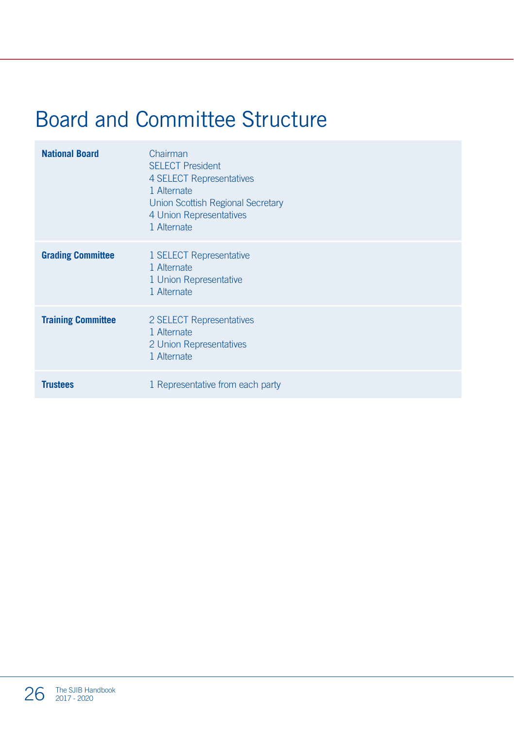# Board and Committee Structure

| | |
|---|---|
| **National Board** | Chairman<br>SELECT President<br>4 SELECT Representatives<br>1 Alternate<br>Union Scottish Regional Secretary<br>4 Union Representatives<br>1 Alternate |
| **Grading Committee** | 1 SELECT Representative<br>1 Alternate<br>1 Union Representative<br>1 Alternate |
| **Training Committee** | 2 SELECT Representatives<br>1 Alternate<br>2 Union Representatives<br>1 Alternate |
| **Trustees** | 1 Representative from each party |